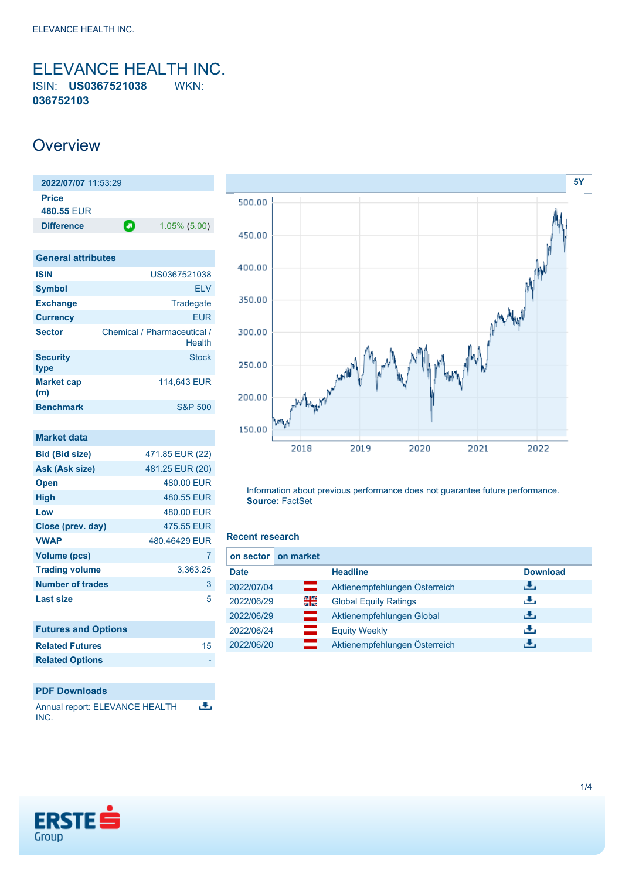# ELEVANCE HEALTH INC.

ISIN: **US0367521038** WKN: **036752103**

## Overview

| 2022/07/07 11:53:29 | |
|---|---|
| Price | |
| 480.55 EUR | |
| Difference | 1.05% (5.00) |

| General attributes | |
|---|---|
| ISIN | US0367521038 |
| Symbol | ELV |
| Exchange | Tradegate |
| Currency | EUR |
| Sector | Chemical / Pharmaceutical / Health |
| Security type | Stock |
| Market cap (m) | 114,643 EUR |
| Benchmark | S&P 500 |

| Market data | |
|---|---|
| Bid (Bid size) | 471.85 EUR (22) |
| Ask (Ask size) | 481.25 EUR (20) |
| Open | 480.00 EUR |
| High | 480.55 EUR |
| Low | 480.00 EUR |
| Close (prev. day) | 475.55 EUR |
| VWAP | 480.46429 EUR |
| Volume (pcs) | 7 |
| Trading volume | 3,363.25 |
| Number of trades | 3 |
| Last size | 5 |

| Futures and Options | |
|---|---|
| Related Futures | 15 |
| Related Options | - |

| PDF Downloads |
|---|
| Annual report: ELEVANCE HEALTH INC. |

Information about previous performance does not guarantee future performance.
**Source:** FactSet

### Recent research

on sector | on market

| Date | Headline | Download |
|---|---|---|
| 2022/07/04 | Aktienempfehlungen Österreich | |
| 2022/06/29 | Global Equity Ratings | |
| 2022/06/29 | Aktienempfehlungen Global | |
| 2022/06/24 | Equity Weekly | |
| 2022/06/20 | Aktienempfehlungen Österreich | |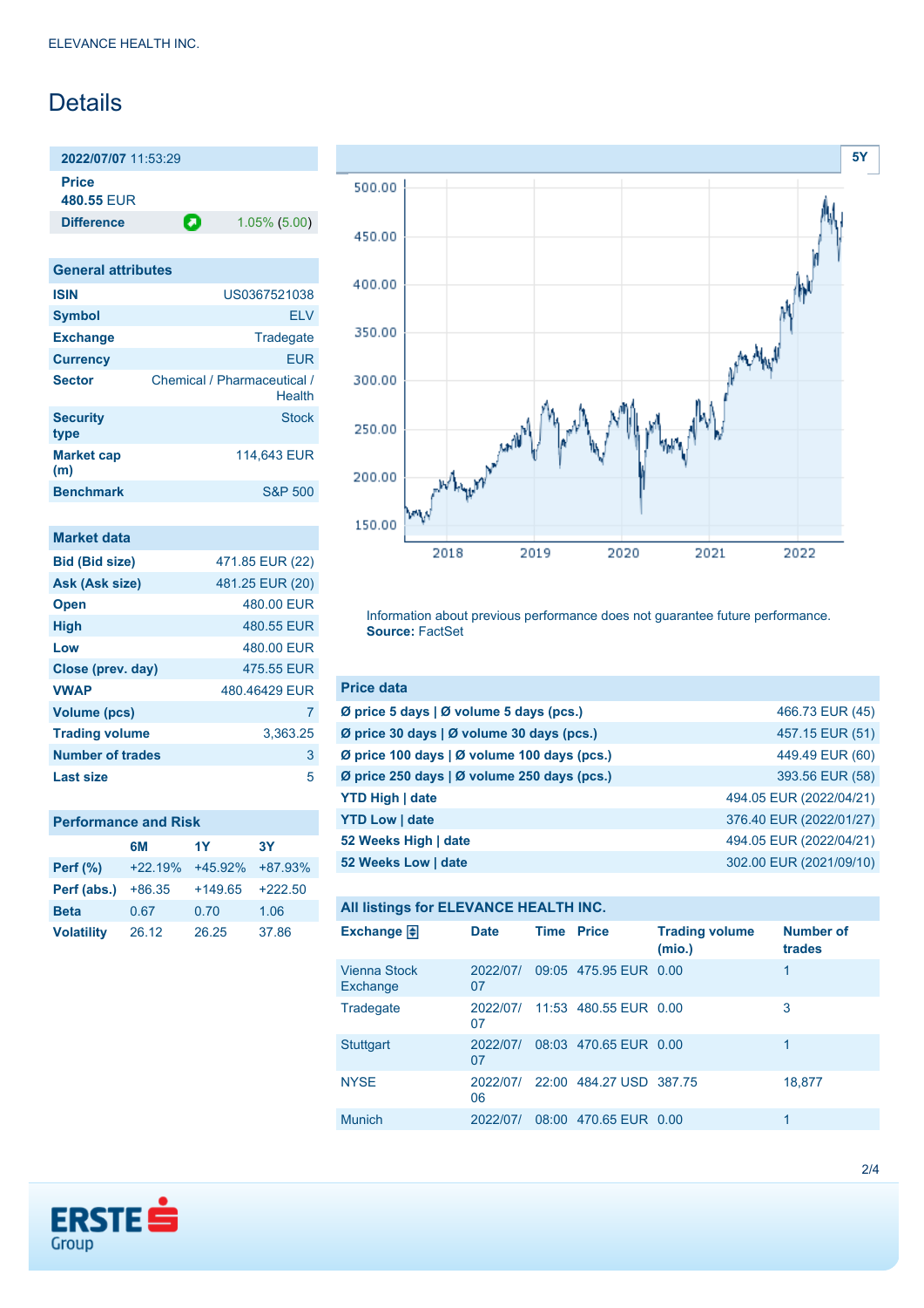# Details

| 2022/07/07 11:53:29 | |
|---|---|
| **Price** 480.55 EUR | |
| **Difference** | 1.05% (5.00) |

## General attributes

| | |
|---|---|
| **ISIN** | US0367521038 |
| **Symbol** | ELV |
| **Exchange** | Tradegate |
| **Currency** | EUR |
| **Sector** | Chemical / Pharmaceutical / Health |
| **Security type** | Stock |
| **Market cap (m)** | 114,643 EUR |
| **Benchmark** | S&P 500 |

## Market data

| | |
|---|---|
| **Bid (Bid size)** | 471.85 EUR (22) |
| **Ask (Ask size)** | 481.25 EUR (20) |
| **Open** | 480.00 EUR |
| **High** | 480.55 EUR |
| **Low** | 480.00 EUR |
| **Close (prev. day)** | 475.55 EUR |
| **VWAP** | 480.46429 EUR |
| **Volume (pcs)** | 7 |
| **Trading volume** | 3,363.25 |
| **Number of trades** | 3 |
| **Last size** | 5 |

## Performance and Risk

| | 6M | 1Y | 3Y |
|---|---|---|---|
| **Perf (%)** | +22.19% | +45.92% | +87.93% |
| **Perf (abs.)** | +86.35 | +149.65 | +222.50 |
| **Beta** | 0.67 | 0.70 | 1.06 |
| **Volatility** | 26.12 | 26.25 | 37.86 |

Information about previous performance does not guarantee future performance. **Source:** FactSet

## Price data

| | |
|---|---|
| **Ø price 5 days \| Ø volume 5 days (pcs.)** | 466.73 EUR (45) |
| **Ø price 30 days \| Ø volume 30 days (pcs.)** | 457.15 EUR (51) |
| **Ø price 100 days \| Ø volume 100 days (pcs.)** | 449.49 EUR (60) |
| **Ø price 250 days \| Ø volume 250 days (pcs.)** | 393.56 EUR (58) |
| **YTD High \| date** | 494.05 EUR (2022/04/21) |
| **YTD Low \| date** | 376.40 EUR (2022/01/27) |
| **52 Weeks High \| date** | 494.05 EUR (2022/04/21) |
| **52 Weeks Low \| date** | 302.00 EUR (2021/09/10) |

## All listings for ELEVANCE HEALTH INC.

| Exchange | Date | Time | Price | Trading volume (mio.) | Number of trades |
|---|---|---|---|---|---|
| Vienna Stock Exchange | 2022/07/07 | 09:05 | 475.95 EUR | 0.00 | 1 |
| Tradegate | 2022/07/07 | 11:53 | 480.55 EUR | 0.00 | 3 |
| Stuttgart | 2022/07/07 | 08:03 | 470.65 EUR | 0.00 | 1 |
| NYSE | 2022/07/06 | 22:00 | 484.27 USD | 387.75 | 18,877 |
| Munich | 2022/07/ | 08:00 | 470.65 EUR | 0.00 | 1 |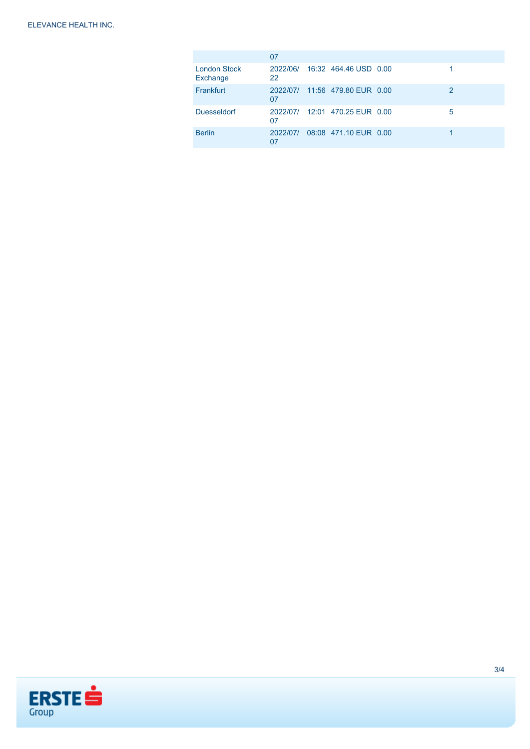|  | 07 |  |  |  |  |
|---|---|---|---|---|---|
| London Stock Exchange | 2022/06/22 | 16:32 | 464.46 USD | 0.00 | 1 |
| Frankfurt | 2022/07/07 | 11:56 | 479.80 EUR | 0.00 | 2 |
| Duesseldorf | 2022/07/07 | 12:01 | 470.25 EUR | 0.00 | 5 |
| Berlin | 2022/07/07 | 08:08 | 471.10 EUR | 0.00 | 1 |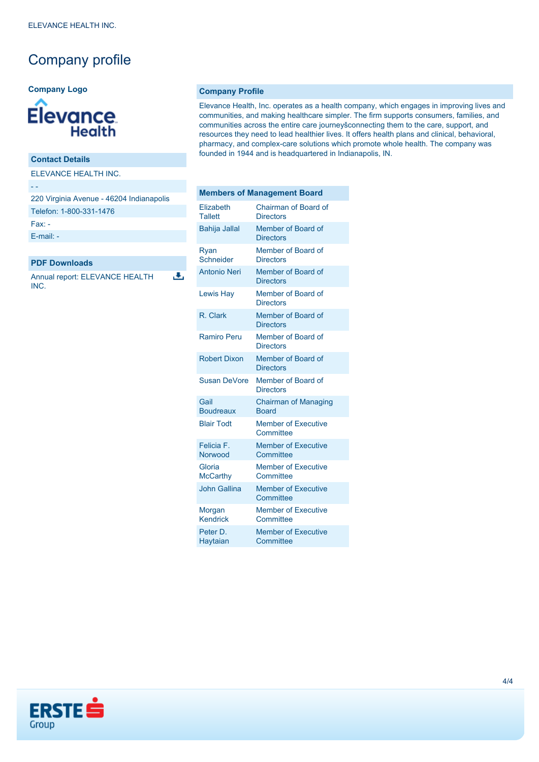# Company profile

**Company Logo**

## Contact Details

ELEVANCE HEALTH INC.

- -

220 Virginia Avenue - 46204 Indianapolis

Telefon: 1-800-331-1476

Fax: -

E-mail: -

## PDF Downloads

Annual report: ELEVANCE HEALTH INC.

## Company Profile

Elevance Health, Inc. operates as a health company, which engages in improving lives and communities, and making healthcare simpler. The firm supports consumers, families, and communities across the entire care journeyšconnecting them to the care, support, and resources they need to lead healthier lives. It offers health plans and clinical, behavioral, pharmacy, and complex-care solutions which promote whole health. The company was founded in 1944 and is headquartered in Indianapolis, IN.

## Members of Management Board

| | |
|---|---|
| Elizabeth Tallett | Chairman of Board of Directors |
| Bahija Jallal | Member of Board of Directors |
| Ryan Schneider | Member of Board of Directors |
| Antonio Neri | Member of Board of Directors |
| Lewis Hay | Member of Board of Directors |
| R. Clark | Member of Board of Directors |
| Ramiro Peru | Member of Board of Directors |
| Robert Dixon | Member of Board of Directors |
| Susan DeVore | Member of Board of Directors |
| Gail Boudreaux | Chairman of Managing Board |
| Blair Todt | Member of Executive Committee |
| Felicia F. Norwood | Member of Executive Committee |
| Gloria McCarthy | Member of Executive Committee |
| John Gallina | Member of Executive Committee |
| Morgan Kendrick | Member of Executive Committee |
| Peter D. Haytaian | Member of Executive Committee |